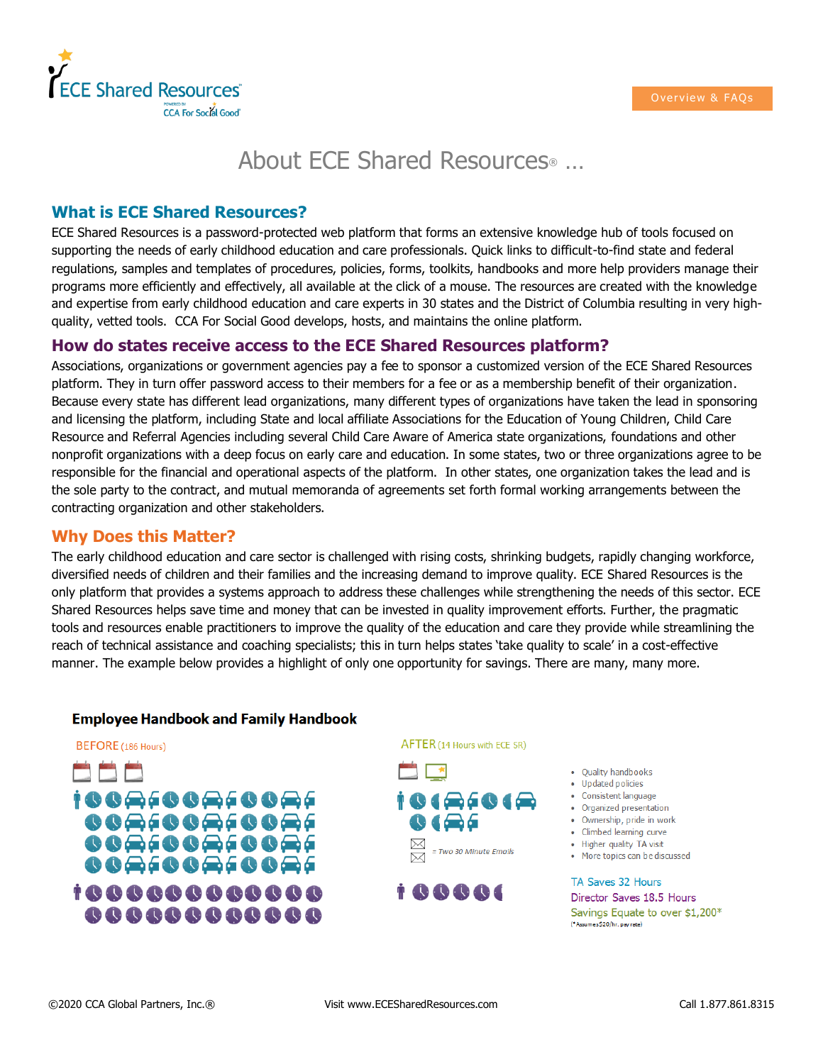ECE Shared Resources

Overview & FAQs

# About ECE Shared Resources® …

## What is ECE Shared Resources?

ECE Shared Resources is a password-protected web platform that forms an extensive knowledge hub of tools focused on supporting the needs of early childhood education and care professionals. Quick links to difficult-to-find state and federal regulations, samples and templates of procedures, policies, forms, toolkits, handbooks and more help providers manage their programs more efficiently and effectively, all available at the click of a mouse. The resources are created with the knowledge and expertise from early childhood education and care experts in 30 states and the District of Columbia resulting in very high-quality, vetted tools. CCA For Social Good develops, hosts, and maintains the online platform.

## How do states receive access to the ECE Shared Resources platform?

Associations, organizations or government agencies pay a fee to sponsor a customized version of the ECE Shared Resources platform. They in turn offer password access to their members for a fee or as a membership benefit of their organization. Because every state has different lead organizations, many different types of organizations have taken the lead in sponsoring and licensing the platform, including State and local affiliate Associations for the Education of Young Children, Child Care Resource and Referral Agencies including several Child Care Aware of America state organizations, foundations and other nonprofit organizations with a deep focus on early care and education. In some states, two or three organizations agree to be responsible for the financial and operational aspects of the platform. In other states, one organization takes the lead and is the sole party to the contract, and mutual memoranda of agreements set forth formal working arrangements between the contracting organization and other stakeholders.

## Why Does this Matter?

The early childhood education and care sector is challenged with rising costs, shrinking budgets, rapidly changing workforce, diversified needs of children and their families and the increasing demand to improve quality. ECE Shared Resources is the only platform that provides a systems approach to address these challenges while strengthening the needs of this sector. ECE Shared Resources helps save time and money that can be invested in quality improvement efforts. Further, the pragmatic tools and resources enable practitioners to improve the quality of the education and care they provide while streamlining the reach of technical assistance and coaching specialists; this in turn helps states 'take quality to scale' in a cost-effective manner. The example below provides a highlight of only one opportunity for savings. There are many, many more.

### Employee Handbook and Family Handbook

BEFORE (186 Hours)

AFTER (14 Hours with ECE SR)

= Two 30 Minute Emails

- Quality handbooks
- Updated policies
- Consistent language
- Organized presentation
- Ownership, pride in work
- Climbed learning curve
- Higher quality TA visit
- More topics can be discussed

TA Saves 32 Hours

Director Saves 18.5 Hours

Savings Equate to over $1,200*

(*Assumes $20/hr. pay rate)

©2020 CCA Global Partners, Inc.® Visit www.ECESharedResources.com Call 1.877.861.8315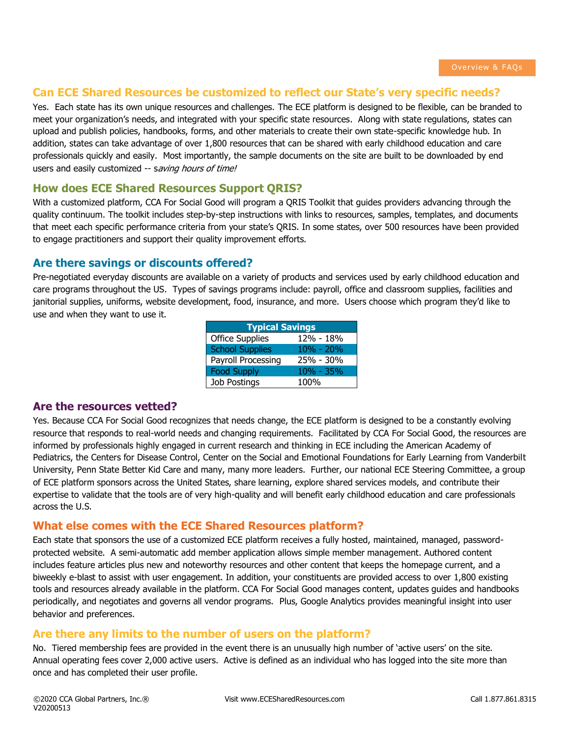## Can ECE Shared Resources be customized to reflect our State's very specific needs?

Yes. Each state has its own unique resources and challenges. The ECE platform is designed to be flexible, can be branded to meet your organization's needs, and integrated with your specific state resources. Along with state regulations, states can upload and publish policies, handbooks, forms, and other materials to create their own state-specific knowledge hub. In addition, states can take advantage of over 1,800 resources that can be shared with early childhood education and care professionals quickly and easily. Most importantly, the sample documents on the site are built to be downloaded by end users and easily customized -- *saving hours of time!*

## How does ECE Shared Resources Support QRIS?

With a customized platform, CCA For Social Good will program a QRIS Toolkit that guides providers advancing through the quality continuum. The toolkit includes step-by-step instructions with links to resources, samples, templates, and documents that meet each specific performance criteria from your state's QRIS. In some states, over 500 resources have been provided to engage practitioners and support their quality improvement efforts.

## Are there savings or discounts offered?

Pre-negotiated everyday discounts are available on a variety of products and services used by early childhood education and care programs throughout the US. Types of savings programs include: payroll, office and classroom supplies, facilities and janitorial supplies, uniforms, website development, food, insurance, and more. Users choose which program they'd like to use and when they want to use it.

| Typical Savings | |
|---|---|
| Office Supplies | 12% - 18% |
| School Supplies | 10% - 20% |
| Payroll Processing | 25% - 30% |
| Food Supply | 10% - 35% |
| Job Postings | 100% |

## Are the resources vetted?

Yes. Because CCA For Social Good recognizes that needs change, the ECE platform is designed to be a constantly evolving resource that responds to real-world needs and changing requirements. Facilitated by CCA For Social Good, the resources are informed by professionals highly engaged in current research and thinking in ECE including the American Academy of Pediatrics, the Centers for Disease Control, Center on the Social and Emotional Foundations for Early Learning from Vanderbilt University, Penn State Better Kid Care and many, many more leaders. Further, our national ECE Steering Committee, a group of ECE platform sponsors across the United States, share learning, explore shared services models, and contribute their expertise to validate that the tools are of very high-quality and will benefit early childhood education and care professionals across the U.S.

## What else comes with the ECE Shared Resources platform?

Each state that sponsors the use of a customized ECE platform receives a fully hosted, maintained, managed, password-protected website. A semi-automatic add member application allows simple member management. Authored content includes feature articles plus new and noteworthy resources and other content that keeps the homepage current, and a biweekly e-blast to assist with user engagement. In addition, your constituents are provided access to over 1,800 existing tools and resources already available in the platform. CCA For Social Good manages content, updates guides and handbooks periodically, and negotiates and governs all vendor programs. Plus, Google Analytics provides meaningful insight into user behavior and preferences.

## Are there any limits to the number of users on the platform?

No. Tiered membership fees are provided in the event there is an unusually high number of 'active users' on the site. Annual operating fees cover 2,000 active users. Active is defined as an individual who has logged into the site more than once and has completed their user profile.